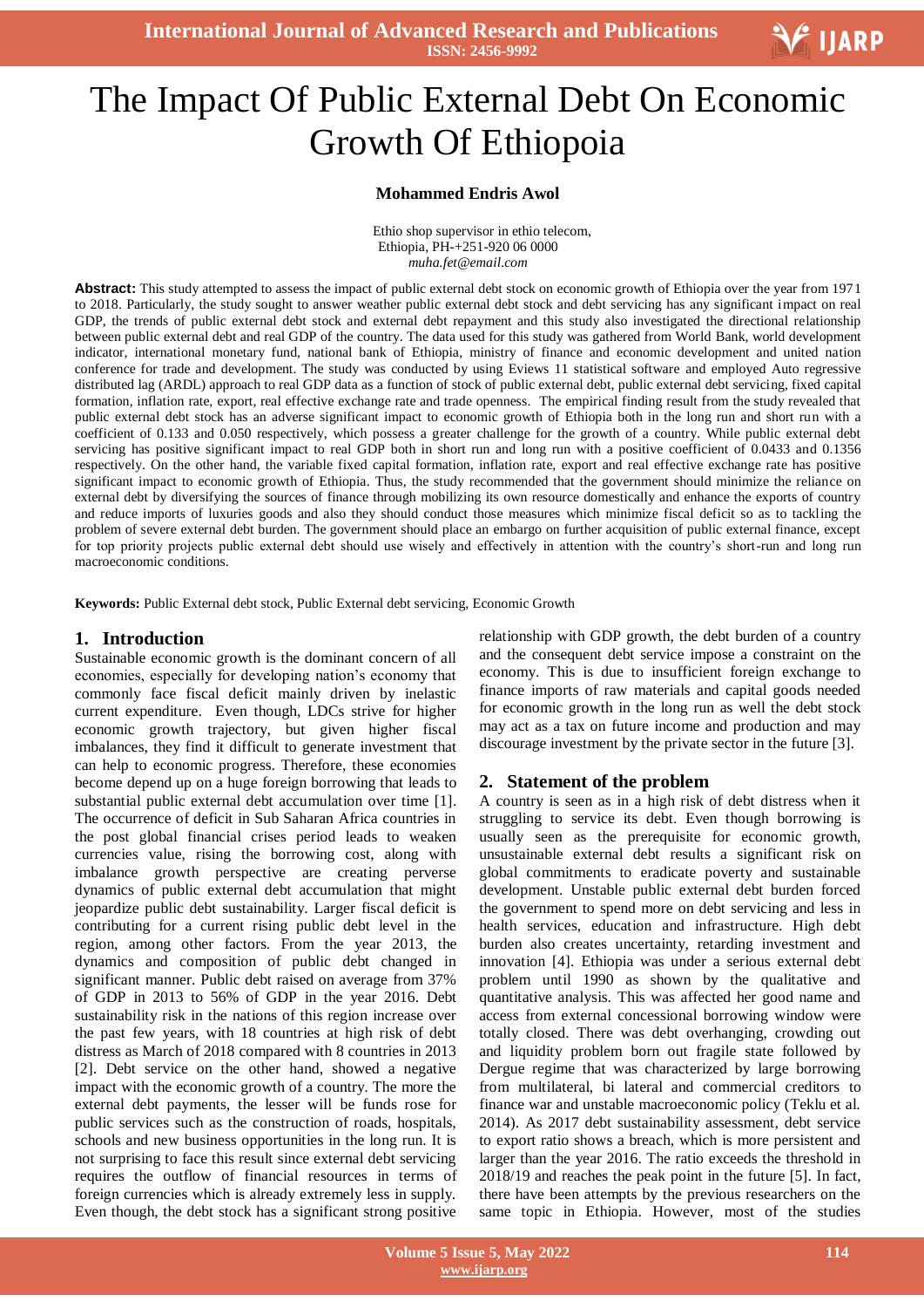# The Impact Of Public External Debt On Economic Growth Of Ethiopoia

**Mohammed Endris Awol**

Ethio shop supervisor in ethio telecom,
Ethiopia, PH-+251-920 06 0000
*muha.fet@email.com*

**Abstract:** This study attempted to assess the impact of public external debt stock on economic growth of Ethiopia over the year from 1971 to 2018. Particularly, the study sought to answer weather public external debt stock and debt servicing has any significant impact on real GDP, the trends of public external debt stock and external debt repayment and this study also investigated the directional relationship between public external debt and real GDP of the country. The data used for this study was gathered from World Bank, world development indicator, international monetary fund, national bank of Ethiopia, ministry of finance and economic development and united nation conference for trade and development. The study was conducted by using Eviews 11 statistical software and employed Auto regressive distributed lag (ARDL) approach to real GDP data as a function of stock of public external debt, public external debt servicing, fixed capital formation, inflation rate, export, real effective exchange rate and trade openness. The empirical finding result from the study revealed that public external debt stock has an adverse significant impact to economic growth of Ethiopia both in the long run and short run with a coefficient of 0.133 and 0.050 respectively, which possess a greater challenge for the growth of a country. While public external debt servicing has positive significant impact to real GDP both in short run and long run with a positive coefficient of 0.0433 and 0.1356 respectively. On the other hand, the variable fixed capital formation, inflation rate, export and real effective exchange rate has positive significant impact to economic growth of Ethiopia. Thus, the study recommended that the government should minimize the reliance on external debt by diversifying the sources of finance through mobilizing its own resource domestically and enhance the exports of country and reduce imports of luxuries goods and also they should conduct those measures which minimize fiscal deficit so as to tackling the problem of severe external debt burden. The government should place an embargo on further acquisition of public external finance, except for top priority projects public external debt should use wisely and effectively in attention with the country's short-run and long run macroeconomic conditions.

**Keywords:** Public External debt stock, Public External debt servicing, Economic Growth

## 1. Introduction

Sustainable economic growth is the dominant concern of all economies, especially for developing nation's economy that commonly face fiscal deficit mainly driven by inelastic current expenditure. Even though, LDCs strive for higher economic growth trajectory, but given higher fiscal imbalances, they find it difficult to generate investment that can help to economic progress. Therefore, these economies become depend up on a huge foreign borrowing that leads to substantial public external debt accumulation over time [1]. The occurrence of deficit in Sub Saharan Africa countries in the post global financial crises period leads to weaken currencies value, rising the borrowing cost, along with imbalance growth perspective are creating perverse dynamics of public external debt accumulation that might jeopardize public debt sustainability. Larger fiscal deficit is contributing for a current rising public debt level in the region, among other factors. From the year 2013, the dynamics and composition of public debt changed in significant manner. Public debt raised on average from 37% of GDP in 2013 to 56% of GDP in the year 2016. Debt sustainability risk in the nations of this region increase over the past few years, with 18 countries at high risk of debt distress as March of 2018 compared with 8 countries in 2013 [2]. Debt service on the other hand, showed a negative impact with the economic growth of a country. The more the external debt payments, the lesser will be funds rose for public services such as the construction of roads, hospitals, schools and new business opportunities in the long run. It is not surprising to face this result since external debt servicing requires the outflow of financial resources in terms of foreign currencies which is already extremely less in supply. Even though, the debt stock has a significant strong positive relationship with GDP growth, the debt burden of a country and the consequent debt service impose a constraint on the economy. This is due to insufficient foreign exchange to finance imports of raw materials and capital goods needed for economic growth in the long run as well the debt stock may act as a tax on future income and production and may discourage investment by the private sector in the future [3].

## 2. Statement of the problem

A country is seen as in a high risk of debt distress when it struggling to service its debt. Even though borrowing is usually seen as the prerequisite for economic growth, unsustainable external debt results a significant risk on global commitments to eradicate poverty and sustainable development. Unstable public external debt burden forced the government to spend more on debt servicing and less in health services, education and infrastructure. High debt burden also creates uncertainty, retarding investment and innovation [4]. Ethiopia was under a serious external debt problem until 1990 as shown by the qualitative and quantitative analysis. This was affected her good name and access from external concessional borrowing window were totally closed. There was debt overhanging, crowding out and liquidity problem born out fragile state followed by Dergue regime that was characterized by large borrowing from multilateral, bi lateral and commercial creditors to finance war and unstable macroeconomic policy (Teklu et al. 2014). As 2017 debt sustainability assessment, debt service to export ratio shows a breach, which is more persistent and larger than the year 2016. The ratio exceeds the threshold in 2018/19 and reaches the peak point in the future [5]. In fact, there have been attempts by the previous researchers on the same topic in Ethiopia. However, most of the studies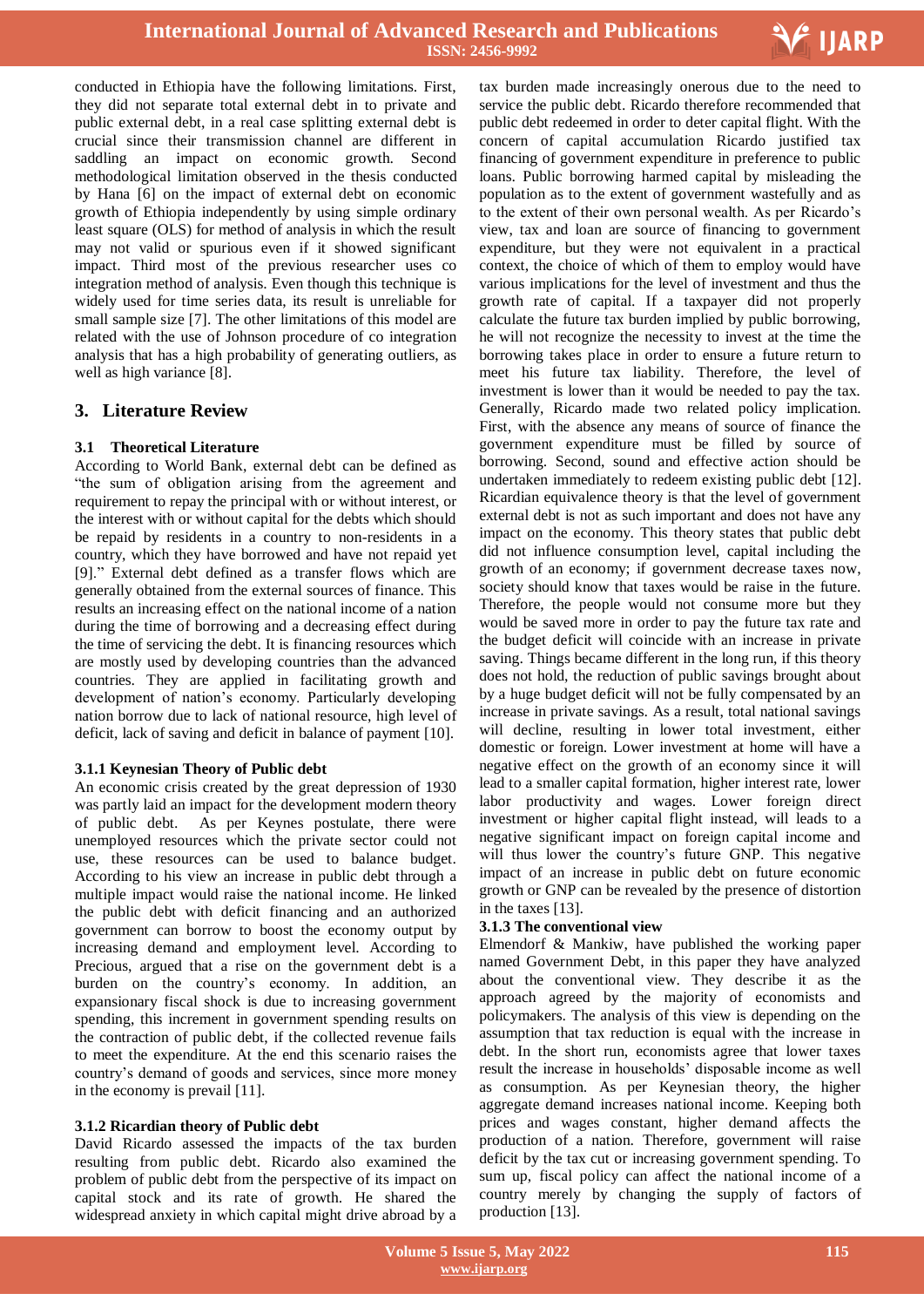conducted in Ethiopia have the following limitations. First, they did not separate total external debt in to private and public external debt, in a real case splitting external debt is crucial since their transmission channel are different in saddling an impact on economic growth. Second methodological limitation observed in the thesis conducted by Hana [6] on the impact of external debt on economic growth of Ethiopia independently by using simple ordinary least square (OLS) for method of analysis in which the result may not valid or spurious even if it showed significant impact. Third most of the previous researcher uses co integration method of analysis. Even though this technique is widely used for time series data, its result is unreliable for small sample size [7]. The other limitations of this model are related with the use of Johnson procedure of co integration analysis that has a high probability of generating outliers, as well as high variance [8].

## 3. Literature Review

### 3.1 Theoretical Literature

According to World Bank, external debt can be defined as "the sum of obligation arising from the agreement and requirement to repay the principal with or without interest, or the interest with or without capital for the debts which should be repaid by residents in a country to non-residents in a country, which they have borrowed and have not repaid yet [9]." External debt defined as a transfer flows which are generally obtained from the external sources of finance. This results an increasing effect on the national income of a nation during the time of borrowing and a decreasing effect during the time of servicing the debt. It is financing resources which are mostly used by developing countries than the advanced countries. They are applied in facilitating growth and development of nation's economy. Particularly developing nation borrow due to lack of national resource, high level of deficit, lack of saving and deficit in balance of payment [10].

#### 3.1.1 Keynesian Theory of Public debt

An economic crisis created by the great depression of 1930 was partly laid an impact for the development modern theory of public debt. As per Keynes postulate, there were unemployed resources which the private sector could not use, these resources can be used to balance budget. According to his view an increase in public debt through a multiple impact would raise the national income. He linked the public debt with deficit financing and an authorized government can borrow to boost the economy output by increasing demand and employment level. According to Precious, argued that a rise on the government debt is a burden on the country's economy. In addition, an expansionary fiscal shock is due to increasing government spending, this increment in government spending results on the contraction of public debt, if the collected revenue fails to meet the expenditure. At the end this scenario raises the country's demand of goods and services, since more money in the economy is prevail [11].

#### 3.1.2 Ricardian theory of Public debt

David Ricardo assessed the impacts of the tax burden resulting from public debt. Ricardo also examined the problem of public debt from the perspective of its impact on capital stock and its rate of growth. He shared the widespread anxiety in which capital might drive abroad by a tax burden made increasingly onerous due to the need to service the public debt. Ricardo therefore recommended that public debt redeemed in order to deter capital flight. With the concern of capital accumulation Ricardo justified tax financing of government expenditure in preference to public loans. Public borrowing harmed capital by misleading the population as to the extent of government wastefully and as to the extent of their own personal wealth. As per Ricardo's view, tax and loan are source of financing to government expenditure, but they were not equivalent in a practical context, the choice of which of them to employ would have various implications for the level of investment and thus the growth rate of capital. If a taxpayer did not properly calculate the future tax burden implied by public borrowing, he will not recognize the necessity to invest at the time the borrowing takes place in order to ensure a future return to meet his future tax liability. Therefore, the level of investment is lower than it would be needed to pay the tax. Generally, Ricardo made two related policy implication. First, with the absence any means of source of finance the government expenditure must be filled by source of borrowing. Second, sound and effective action should be undertaken immediately to redeem existing public debt [12]. Ricardian equivalence theory is that the level of government external debt is not as such important and does not have any impact on the economy. This theory states that public debt did not influence consumption level, capital including the growth of an economy; if government decrease taxes now, society should know that taxes would be raise in the future. Therefore, the people would not consume more but they would be saved more in order to pay the future tax rate and the budget deficit will coincide with an increase in private saving. Things became different in the long run, if this theory does not hold, the reduction of public savings brought about by a huge budget deficit will not be fully compensated by an increase in private savings. As a result, total national savings will decline, resulting in lower total investment, either domestic or foreign. Lower investment at home will have a negative effect on the growth of an economy since it will lead to a smaller capital formation, higher interest rate, lower labor productivity and wages. Lower foreign direct investment or higher capital flight instead, will leads to a negative significant impact on foreign capital income and will thus lower the country's future GNP. This negative impact of an increase in public debt on future economic growth or GNP can be revealed by the presence of distortion in the taxes [13].

#### 3.1.3 The conventional view

Elmendorf & Mankiw, have published the working paper named Government Debt, in this paper they have analyzed about the conventional view. They describe it as the approach agreed by the majority of economists and policymakers. The analysis of this view is depending on the assumption that tax reduction is equal with the increase in debt. In the short run, economists agree that lower taxes result the increase in households' disposable income as well as consumption. As per Keynesian theory, the higher aggregate demand increases national income. Keeping both prices and wages constant, higher demand affects the production of a nation. Therefore, government will raise deficit by the tax cut or increasing government spending. To sum up, fiscal policy can affect the national income of a country merely by changing the supply of factors of production [13].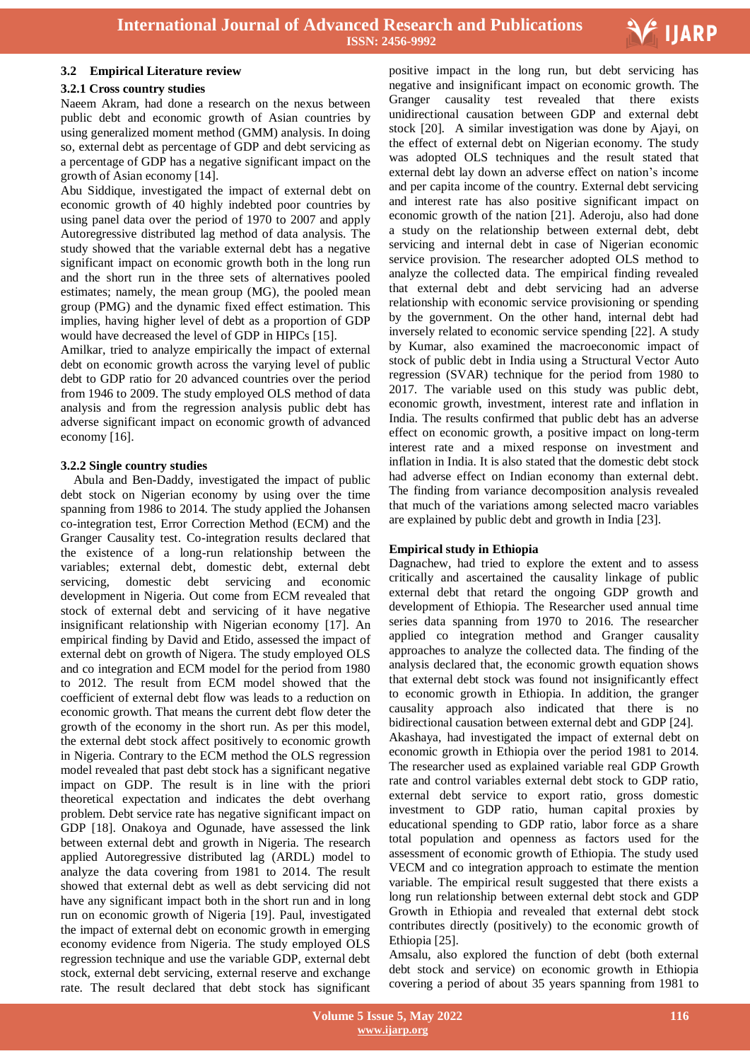### 3.2 Empirical Literature review

#### 3.2.1 Cross country studies

Naeem Akram, had done a research on the nexus between public debt and economic growth of Asian countries by using generalized moment method (GMM) analysis. In doing so, external debt as percentage of GDP and debt servicing as a percentage of GDP has a negative significant impact on the growth of Asian economy [14].

Abu Siddique, investigated the impact of external debt on economic growth of 40 highly indebted poor countries by using panel data over the period of 1970 to 2007 and apply Autoregressive distributed lag method of data analysis. The study showed that the variable external debt has a negative significant impact on economic growth both in the long run and the short run in the three sets of alternatives pooled estimates; namely, the mean group (MG), the pooled mean group (PMG) and the dynamic fixed effect estimation. This implies, having higher level of debt as a proportion of GDP would have decreased the level of GDP in HIPCs [15].

Amilkar, tried to analyze empirically the impact of external debt on economic growth across the varying level of public debt to GDP ratio for 20 advanced countries over the period from 1946 to 2009. The study employed OLS method of data analysis and from the regression analysis public debt has adverse significant impact on economic growth of advanced economy [16].

#### 3.2.2 Single country studies

Abula and Ben-Daddy, investigated the impact of public debt stock on Nigerian economy by using over the time spanning from 1986 to 2014. The study applied the Johansen co-integration test, Error Correction Method (ECM) and the Granger Causality test. Co-integration results declared that the existence of a long-run relationship between the variables; external debt, domestic debt, external debt servicing, domestic debt servicing and economic development in Nigeria. Out come from ECM revealed that stock of external debt and servicing of it have negative insignificant relationship with Nigerian economy [17]. An empirical finding by David and Etido, assessed the impact of external debt on growth of Nigera. The study employed OLS and co integration and ECM model for the period from 1980 to 2012. The result from ECM model showed that the coefficient of external debt flow was leads to a reduction on economic growth. That means the current debt flow deter the growth of the economy in the short run. As per this model, the external debt stock affect positively to economic growth in Nigeria. Contrary to the ECM method the OLS regression model revealed that past debt stock has a significant negative impact on GDP. The result is in line with the priori theoretical expectation and indicates the debt overhang problem. Debt service rate has negative significant impact on GDP [18]. Onakoya and Ogunade, have assessed the link between external debt and growth in Nigeria. The research applied Autoregressive distributed lag (ARDL) model to analyze the data covering from 1981 to 2014. The result showed that external debt as well as debt servicing did not have any significant impact both in the short run and in long run on economic growth of Nigeria [19]. Paul, investigated the impact of external debt on economic growth in emerging economy evidence from Nigeria. The study employed OLS regression technique and use the variable GDP, external debt stock, external debt servicing, external reserve and exchange rate. The result declared that debt stock has significant positive impact in the long run, but debt servicing has negative and insignificant impact on economic growth. The Granger causality test revealed that there exists unidirectional causation between GDP and external debt stock [20]. A similar investigation was done by Ajayi, on the effect of external debt on Nigerian economy. The study was adopted OLS techniques and the result stated that external debt lay down an adverse effect on nation's income and per capita income of the country. External debt servicing and interest rate has also positive significant impact on economic growth of the nation [21]. Aderoju, also had done a study on the relationship between external debt, debt servicing and internal debt in case of Nigerian economic service provision. The researcher adopted OLS method to analyze the collected data. The empirical finding revealed that external debt and debt servicing had an adverse relationship with economic service provisioning or spending by the government. On the other hand, internal debt had inversely related to economic service spending [22]. A study by Kumar, also examined the macroeconomic impact of stock of public debt in India using a Structural Vector Auto regression (SVAR) technique for the period from 1980 to 2017. The variable used on this study was public debt, economic growth, investment, interest rate and inflation in India. The results confirmed that public debt has an adverse effect on economic growth, a positive impact on long-term interest rate and a mixed response on investment and inflation in India. It is also stated that the domestic debt stock had adverse effect on Indian economy than external debt. The finding from variance decomposition analysis revealed that much of the variations among selected macro variables are explained by public debt and growth in India [23].

#### Empirical study in Ethiopia

Dagnachew, had tried to explore the extent and to assess critically and ascertained the causality linkage of public external debt that retard the ongoing GDP growth and development of Ethiopia. The Researcher used annual time series data spanning from 1970 to 2016. The researcher applied co integration method and Granger causality approaches to analyze the collected data. The finding of the analysis declared that, the economic growth equation shows that external debt stock was found not insignificantly effect to economic growth in Ethiopia. In addition, the granger causality approach also indicated that there is no bidirectional causation between external debt and GDP [24].

Akashaya, had investigated the impact of external debt on economic growth in Ethiopia over the period 1981 to 2014. The researcher used as explained variable real GDP Growth rate and control variables external debt stock to GDP ratio, external debt service to export ratio, gross domestic investment to GDP ratio, human capital proxies by educational spending to GDP ratio, labor force as a share total population and openness as factors used for the assessment of economic growth of Ethiopia. The study used VECM and co integration approach to estimate the mention variable. The empirical result suggested that there exists a long run relationship between external debt stock and GDP Growth in Ethiopia and revealed that external debt stock contributes directly (positively) to the economic growth of Ethiopia [25].

Amsalu, also explored the function of debt (both external debt stock and service) on economic growth in Ethiopia covering a period of about 35 years spanning from 1981 to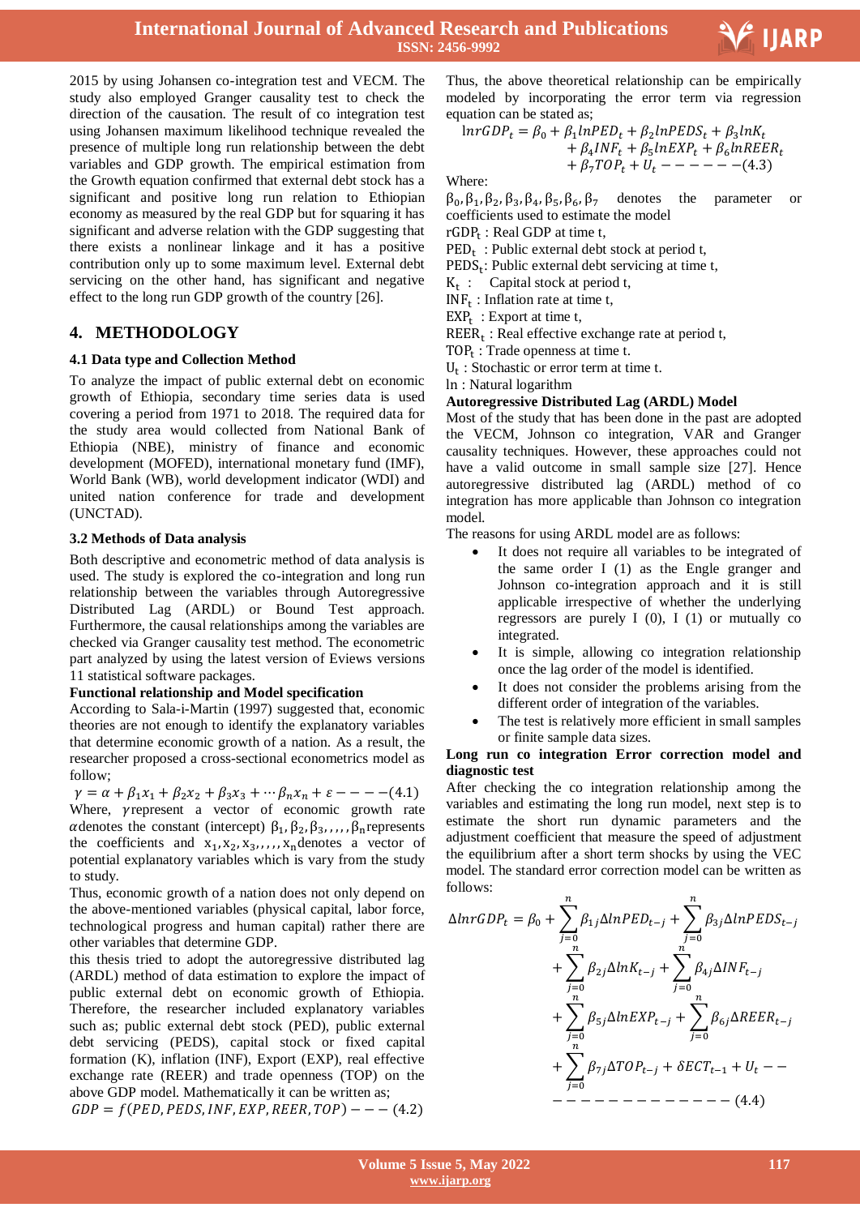2015 by using Johansen co-integration test and VECM. The study also employed Granger causality test to check the direction of the causation. The result of co integration test using Johansen maximum likelihood technique revealed the presence of multiple long run relationship between the debt variables and GDP growth. The empirical estimation from the Growth equation confirmed that external debt stock has a significant and positive long run relation to Ethiopian economy as measured by the real GDP but for squaring it has significant and adverse relation with the GDP suggesting that there exists a nonlinear linkage and it has a positive contribution only up to some maximum level. External debt servicing on the other hand, has significant and negative effect to the long run GDP growth of the country [26].

## 4. METHODOLOGY

### 4.1 Data type and Collection Method

To analyze the impact of public external debt on economic growth of Ethiopia, secondary time series data is used covering a period from 1971 to 2018. The required data for the study area would collected from National Bank of Ethiopia (NBE), ministry of finance and economic development (MOFED), international monetary fund (IMF), World Bank (WB), world development indicator (WDI) and united nation conference for trade and development (UNCTAD).

### 3.2 Methods of Data analysis

Both descriptive and econometric method of data analysis is used. The study is explored the co-integration and long run relationship between the variables through Autoregressive Distributed Lag (ARDL) or Bound Test approach. Furthermore, the causal relationships among the variables are checked via Granger causality test method. The econometric part analyzed by using the latest version of Eviews versions 11 statistical software packages.

**Functional relationship and Model specification**

According to Sala-i-Martin (1997) suggested that, economic theories are not enough to identify the explanatory variables that determine economic growth of a nation. As a result, the researcher proposed a cross-sectional econometrics model as follow;

$$\gamma = \alpha + \beta_1 x_1 + \beta_2 x_2 + \beta_3 x_3 + \cdots \beta_n x_n + \varepsilon - - - -(4.1)$$

Where, $\gamma$ represent a vector of economic growth rate $\alpha$ denotes the constant (intercept) $\beta_1, \beta_2, \beta_3, ,,,, \beta_n$ represents the coefficients and $x_1, x_2, x_3, ,,,, x_n$ denotes a vector of potential explanatory variables which is vary from the study to study.

Thus, economic growth of a nation does not only depend on the above-mentioned variables (physical capital, labor force, technological progress and human capital) rather there are other variables that determine GDP.

this thesis tried to adopt the autoregressive distributed lag (ARDL) method of data estimation to explore the impact of public external debt on economic growth of Ethiopia. Therefore, the researcher included explanatory variables such as; public external debt stock (PED), public external debt servicing (PEDS), capital stock or fixed capital formation (K), inflation (INF), Export (EXP), real effective exchange rate (REER) and trade openness (TOP) on the above GDP model. Mathematically it can be written as;

$$GDP = f(PED, PEDS, INF, EXP, REER, TOP) - - - (4.2)$$

Thus, the above theoretical relationship can be empirically modeled by incorporating the error term via regression equation can be stated as;

$$\begin{aligned} lnrGDP_t = \beta_0 + \beta_1 lnPED_t + \beta_2 lnPEDS_t + \beta_3 lnK_t \\ + \beta_4 INF_t + \beta_5 lnEXP_t + \beta_6 lnREER_t \\ + \beta_7 TOP_t + U_t - - - - - -(4.3) \end{aligned}$$

Where:

$\beta_0, \beta_1, \beta_2, \beta_3, \beta_4, \beta_5, \beta_6, \beta_7$ denotes the parameter or coefficients used to estimate the model

$rGDP_t$ : Real GDP at time t,

$PED_t$ : Public external debt stock at period t,

$PEDS_t$: Public external debt servicing at time t,

$K_t$ : Capital stock at period t,

$INF_t$ : Inflation rate at time t,

$EXP_t$ : Export at time t,

$REER_t$ : Real effective exchange rate at period t,

$TOP_t$ : Trade openness at time t.

$U_t$ : Stochastic or error term at time t.

ln : Natural logarithm

**Autoregressive Distributed Lag (ARDL) Model**

Most of the study that has been done in the past are adopted the VECM, Johnson co integration, VAR and Granger causality techniques. However, these approaches could not have a valid outcome in small sample size [27]. Hence autoregressive distributed lag (ARDL) method of co integration has more applicable than Johnson co integration model.

The reasons for using ARDL model are as follows:

- It does not require all variables to be integrated of the same order I (1) as the Engle granger and Johnson co-integration approach and it is still applicable irrespective of whether the underlying regressors are purely I (0), I (1) or mutually co integrated.
- It is simple, allowing co integration relationship once the lag order of the model is identified.
- It does not consider the problems arising from the different order of integration of the variables.
- The test is relatively more efficient in small samples or finite sample data sizes.

**Long run co integration Error correction model and diagnostic test**

After checking the co integration relationship among the variables and estimating the long run model, next step is to estimate the short run dynamic parameters and the adjustment coefficient that measure the speed of adjustment the equilibrium after a short term shocks by using the VEC model. The standard error correction model can be written as follows:

$$\begin{aligned} \Delta lnrGDP_t = \beta_0 + \sum_{j=0}^{n} \beta_{1j} \Delta lnPED_{t-j} + \sum_{j=0}^{n} \beta_{3j} \Delta lnPEDS_{t-j} \\ + \sum_{j=0}^{n} \beta_{2j} \Delta lnK_{t-j} + \sum_{j=0}^{n} \beta_{4j} \Delta INF_{t-j} \\ + \sum_{j=0}^{n} \beta_{5j} \Delta lnEXP_{t-j} + \sum_{j=0}^{n} \beta_{6j} \Delta REER_{t-j} \\ + \sum_{j=0}^{n} \beta_{7j} \Delta TOP_{t-j} + \delta ECT_{t-1} + U_t - - \\ - - - - - - - - - - - - - (4.4) \end{aligned}$$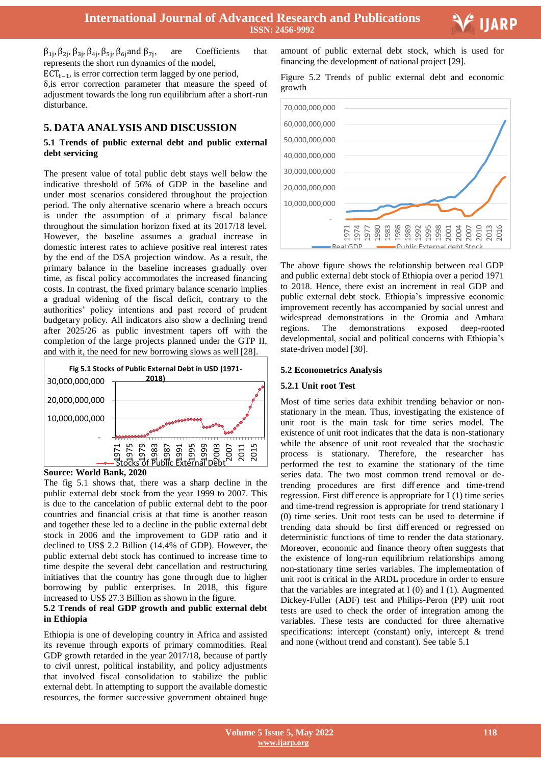$\beta_{1j}, \beta_{2j}, \beta_{3j}, \beta_{4j}, \beta_{5j}, \beta_{6j}$ and $\beta_{7j}$, are Coefficients that represents the short run dynamics of the model,

$ECT_{t-1}$, is error correction term lagged by one period,

$\delta$,is error correction parameter that measure the speed of adjustment towards the long run equilibrium after a short-run disturbance.

## 5. DATA ANALYSIS AND DISCUSSION

### 5.1 Trends of public external debt and public external debt servicing

The present value of total public debt stays well below the indicative threshold of 56% of GDP in the baseline and under most scenarios considered throughout the projection period. The only alternative scenario where a breach occurs is under the assumption of a primary fiscal balance throughout the simulation horizon fixed at its 2017/18 level. However, the baseline assumes a gradual increase in domestic interest rates to achieve positive real interest rates by the end of the DSA projection window. As a result, the primary balance in the baseline increases gradually over time, as fiscal policy accommodates the increased financing costs. In contrast, the fixed primary balance scenario implies a gradual widening of the fiscal deficit, contrary to the authorities' policy intentions and past record of prudent budgetary policy. All indicators also show a declining trend after 2025/26 as public investment tapers off with the completion of the large projects planned under the GTP II, and with it, the need for new borrowing slows as well [28].

**Fig 5.1 Stocks of Public External Debt in USD (1971-2018)**

**Source: World Bank, 2020**

The fig 5.1 shows that, there was a sharp decline in the public external debt stock from the year 1999 to 2007. This is due to the cancelation of public external debt to the poor countries and financial crisis at that time is another reason and together these led to a decline in the public external debt stock in 2006 and the improvement to GDP ratio and it declined to US$ 2.2 Billion (14.4% of GDP). However, the public external debt stock has continued to increase time to time despite the several debt cancellation and restructuring initiatives that the country has gone through due to higher borrowing by public enterprises. In 2018, this figure increased to US$ 27.3 Billion as shown in the figure.

### 5.2 Trends of real GDP growth and public external debt in Ethiopia

Ethiopia is one of developing country in Africa and assisted its revenue through exports of primary commodities. Real GDP growth retarded in the year 2017/18, because of partly to civil unrest, political instability, and policy adjustments that involved fiscal consolidation to stabilize the public external debt. In attempting to support the available domestic resources, the former successive government obtained huge amount of public external debt stock, which is used for financing the development of national project [29].

Figure 5.2 Trends of public external debt and economic growth

The above figure shows the relationship between real GDP and public external debt stock of Ethiopia over a period 1971 to 2018. Hence, there exist an increment in real GDP and public external debt stock. Ethiopia's impressive economic improvement recently has accompanied by social unrest and widespread demonstrations in the Oromia and Amhara regions. The demonstrations exposed deep-rooted developmental, social and political concerns with Ethiopia's state-driven model [30].

### 5.2 Econometrics Analysis

#### 5.2.1 Unit root Test

Most of time series data exhibit trending behavior or non-stationary in the mean. Thus, investigating the existence of unit root is the main task for time series model. The existence of unit root indicates that the data is non-stationary while the absence of unit root revealed that the stochastic process is stationary. Therefore, the researcher has performed the test to examine the stationary of the time series data. The two most common trend removal or de-trending procedures are first difference and time-trend regression. First difference is appropriate for I (1) time series and time-trend regression is appropriate for trend stationary I (0) time series. Unit root tests can be used to determine if trending data should be first differenced or regressed on deterministic functions of time to render the data stationary. Moreover, economic and finance theory often suggests that the existence of long-run equilibrium relationships among non-stationary time series variables. The implementation of unit root is critical in the ARDL procedure in order to ensure that the variables are integrated at I (0) and I (1). Augmented Dickey-Fuller (ADF) test and Philips-Peron (PP) unit root tests are used to check the order of integration among the variables. These tests are conducted for three alternative specifications: intercept (constant) only, intercept & trend and none (without trend and constant). See table 5.1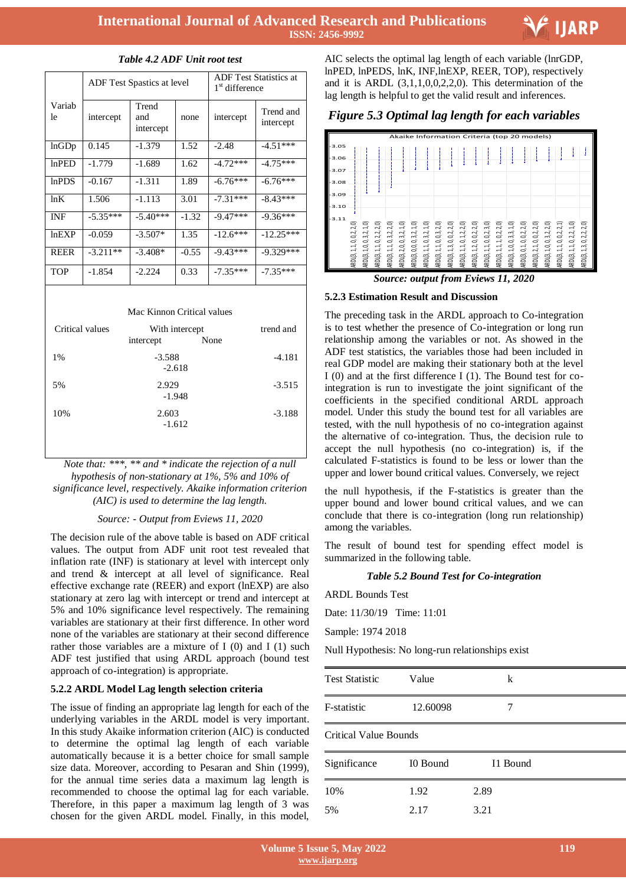*Table 4.2 ADF Unit root test*

| Variable | ADF Test Spastics at level | | | ADF Test Statistics at 1st difference | |
|---|---|---|---|---|---|
| | intercept | Trend and intercept | none | intercept | Trend and intercept |
| lnGDp | 0.145 | -1.379 | 1.52 | -2.48 | -4.51*** |
| lnPED | -1.779 | -1.689 | 1.62 | -4.72*** | -4.75*** |
| lnPDS | -0.167 | -1.311 | 1.89 | -6.76*** | -6.76*** |
| lnK | 1.506 | -1.113 | 3.01 | -7.31*** | -8.43*** |
| INF | -5.35*** | -5.40*** | -1.32 | -9.47*** | -9.36*** |
| lnEXP | -0.059 | -3.507* | 1.35 | -12.6*** | -12.25*** |
| REER | -3.211** | -3.408* | -0.55 | -9.43*** | -9.329*** |
| TOP | -1.854 | -2.224 | 0.33 | -7.35*** | -7.35*** |

Mac Kinnon Critical values

| Critical values | With intercept | None | trend and intercept |
|---|---|---|---|
| 1% | -3.588 | -2.618 | -4.181 |
| 5% | 2.929 | -1.948 | -3.515 |
| 10% | 2.603 | -1.612 | -3.188 |

*Note that: ***, ** and * indicate the rejection of a null hypothesis of non-stationary at 1%, 5% and 10% of significance level, respectively. Akaike information criterion (AIC) is used to determine the lag length.*

*Source: - Output from Eviews 11, 2020*

The decision rule of the above table is based on ADF critical values. The output from ADF unit root test revealed that inflation rate (INF) is stationary at level with intercept only and trend & intercept at all level of significance. Real effective exchange rate (REER) and export (lnEXP) are also stationary at zero lag with intercept or trend and intercept at 5% and 10% significance level respectively. The remaining variables are stationary at their first difference. In other word none of the variables are stationary at their second difference rather those variables are a mixture of I (0) and I (1) such ADF test justified that using ARDL approach (bound test approach of co-integration) is appropriate.

### 5.2.2 ARDL Model Lag length selection criteria

The issue of finding an appropriate lag length for each of the underlying variables in the ARDL model is very important. In this study Akaike information criterion (AIC) is conducted to determine the optimal lag length of each variable automatically because it is a better choice for small sample size data. Moreover, according to Pesaran and Shin (1999), for the numerical time series data a maximum lag length is recommended to choose the optimal lag for each variable. Therefore, in this paper a maximum lag length of 3 was chosen for the given ARDL model. Finally, in this model, AIC selects the optimal lag length of each variable (lnrGDP, lnPED, lnPEDS, lnK, INF,lnEXP, REER, TOP), respectively and it is ARDL (3,1,1,0,0,2,2,0). This determination of the lag length is helpful to get the valid result and inferences.

***Figure 5.3 Optimal lag length for each variables***

*Source: output from Eviews 11, 2020*

### 5.2.3 Estimation Result and Discussion

The preceding task in the ARDL approach to Co-integration is to test whether the presence of Co-integration or long run relationship among the variables or not. As showed in the ADF test statistics, the variables those had been included in real GDP model are making their stationary both at the level I (0) and at the first difference I (1). The Bound test for co-integration is run to investigate the joint significant of the coefficients in the specified conditional ARDL approach model. Under this study the bound test for all variables are tested, with the null hypothesis of no co-integration against the alternative of co-integration. Thus, the decision rule to accept the null hypothesis (no co-integration) is, if the calculated F-statistics is found to be less or lower than the upper and lower bound critical values. Conversely, we reject the null hypothesis, if the F-statistics is greater than the upper bound and lower bound critical values, and we can conclude that there is co-integration (long run relationship) among the variables.

The result of bound test for spending effect model is summarized in the following table.

*Table 5.2 Bound Test for Co-integration*

ARDL Bounds Test

Date: 11/30/19 Time: 11:01

Sample: 1974 2018

Null Hypothesis: No long-run relationships exist

| Test Statistic | Value | k |
|---|---|---|
| F-statistic | 12.60098 | 7 |

Critical Value Bounds

| Significance | I0 Bound | I1 Bound |
|---|---|---|
| 10% | 1.92 | 2.89 |
| 5% | 2.17 | 3.21 |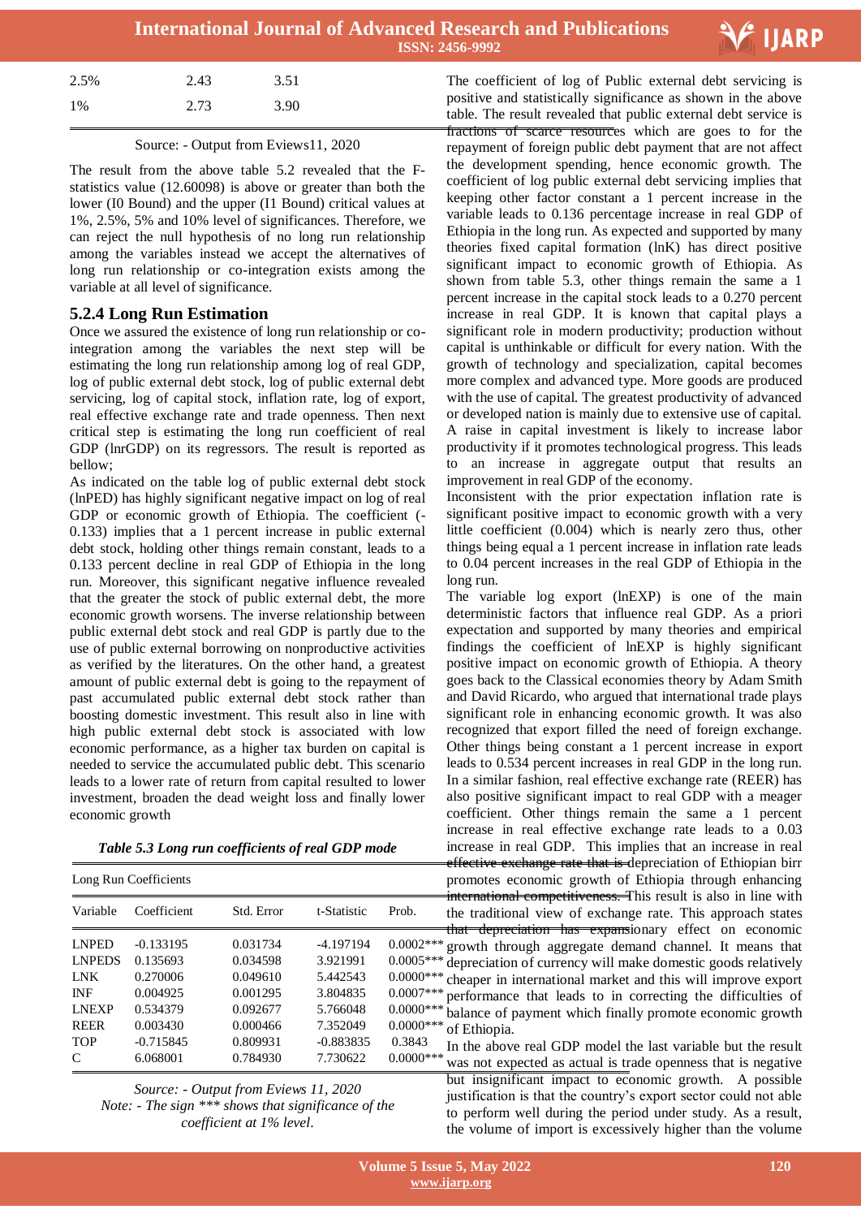| 2.5% | 2.43 | 3.51 |
|---|---|---|
| 1% | 2.73 | 3.90 |

Source: - Output from Eviews11, 2020

The result from the above table 5.2 revealed that the F-statistics value (12.60098) is above or greater than both the lower (I0 Bound) and the upper (I1 Bound) critical values at 1%, 2.5%, 5% and 10% level of significances. Therefore, we can reject the null hypothesis of no long run relationship among the variables instead we accept the alternatives of long run relationship or co-integration exists among the variable at all level of significance.

### 5.2.4 Long Run Estimation

Once we assured the existence of long run relationship or co-integration among the variables the next step will be estimating the long run relationship among log of real GDP, log of public external debt stock, log of public external debt servicing, log of capital stock, inflation rate, log of export, real effective exchange rate and trade openness. Then next critical step is estimating the long run coefficient of real GDP (lnrGDP) on its regressors. The result is reported as bellow;

As indicated on the table log of public external debt stock (lnPED) has highly significant negative impact on log of real GDP or economic growth of Ethiopia. The coefficient (-0.133) implies that a 1 percent increase in public external debt stock, holding other things remain constant, leads to a 0.133 percent decline in real GDP of Ethiopia in the long run. Moreover, this significant negative influence revealed that the greater the stock of public external debt, the more economic growth worsens. The inverse relationship between public external debt stock and real GDP is partly due to the use of public external borrowing on nonproductive activities as verified by the literatures. On the other hand, a greatest amount of public external debt is going to the repayment of past accumulated public external debt stock rather than boosting domestic investment. This result also in line with high public external debt stock is associated with low economic performance, as a higher tax burden on capital is needed to service the accumulated public debt. This scenario leads to a lower rate of return from capital resulted to lower investment, broaden the dead weight loss and finally lower economic growth

*Table 5.3 Long run coefficients of real GDP mode*

| Long Run Coefficients | | | | |
|---|---|---|---|---|
| Variable | Coefficient | Std. Error | t-Statistic | Prob. |
| LNPED | -0.133195 | 0.031734 | -4.197194 | 0.0002*** |
| LNPEDS | 0.135693 | 0.034598 | 3.921991 | 0.0005*** |
| LNK | 0.270006 | 0.049610 | 5.442543 | 0.0000*** |
| INF | 0.004925 | 0.001295 | 3.804835 | 0.0007*** |
| LNEXP | 0.534379 | 0.092677 | 5.766048 | 0.0000*** |
| REER | 0.003430 | 0.000466 | 7.352049 | 0.0000*** |
| TOP | -0.715845 | 0.809931 | -0.883835 | 0.3843 |
| C | 6.068001 | 0.784930 | 7.730622 | 0.0000*** |

*Source: - Output from Eviews 11, 2020*
*Note: - The sign *** shows that significance of the coefficient at 1% level.*

The coefficient of log of Public external debt servicing is positive and statistically significance as shown in the above table. The result revealed that public external debt service is fractions of scarce resources which are goes to for the repayment of foreign public debt payment that are not affect the development spending, hence economic growth. The coefficient of log public external debt servicing implies that keeping other factor constant a 1 percent increase in the variable leads to 0.136 percentage increase in real GDP of Ethiopia in the long run. As expected and supported by many theories fixed capital formation (lnK) has direct positive significant impact to economic growth of Ethiopia. As shown from table 5.3, other things remain the same a 1 percent increase in the capital stock leads to a 0.270 percent increase in real GDP. It is known that capital plays a significant role in modern productivity; production without capital is unthinkable or difficult for every nation. With the growth of technology and specialization, capital becomes more complex and advanced type. More goods are produced with the use of capital. The greatest productivity of advanced or developed nation is mainly due to extensive use of capital. A raise in capital investment is likely to increase labor productivity if it promotes technological progress. This leads to an increase in aggregate output that results an improvement in real GDP of the economy.

Inconsistent with the prior expectation inflation rate is significant positive impact to economic growth with a very little coefficient (0.004) which is nearly zero thus, other things being equal a 1 percent increase in inflation rate leads to 0.04 percent increases in the real GDP of Ethiopia in the long run.

The variable log export (lnEXP) is one of the main deterministic factors that influence real GDP. As a priori expectation and supported by many theories and empirical findings the coefficient of lnEXP is highly significant positive impact on economic growth of Ethiopia. A theory goes back to the Classical economies theory by Adam Smith and David Ricardo, who argued that international trade plays significant role in enhancing economic growth. It was also recognized that export filled the need of foreign exchange. Other things being constant a 1 percent increase in export leads to 0.534 percent increases in real GDP in the long run. In a similar fashion, real effective exchange rate (REER) has also positive significant impact to real GDP with a meager coefficient. Other things remain the same a 1 percent increase in real effective exchange rate leads to a 0.03 increase in real GDP. This implies that an increase in real effective exchange rate that is depreciation of Ethiopian birr promotes economic growth of Ethiopia through enhancing international competitiveness. This result is also in line with the traditional view of exchange rate. This approach states that depreciation has expansionary effect on economic growth through aggregate demand channel. It means that depreciation of currency will make domestic goods relatively cheaper in international market and this will improve export performance that leads to in correcting the difficulties of balance of payment which finally promote economic growth of Ethiopia.

In the above real GDP model the last variable but the result was not expected as actual is trade openness that is negative but insignificant impact to economic growth. A possible justification is that the country's export sector could not able to perform well during the period under study. As a result, the volume of import is excessively higher than the volume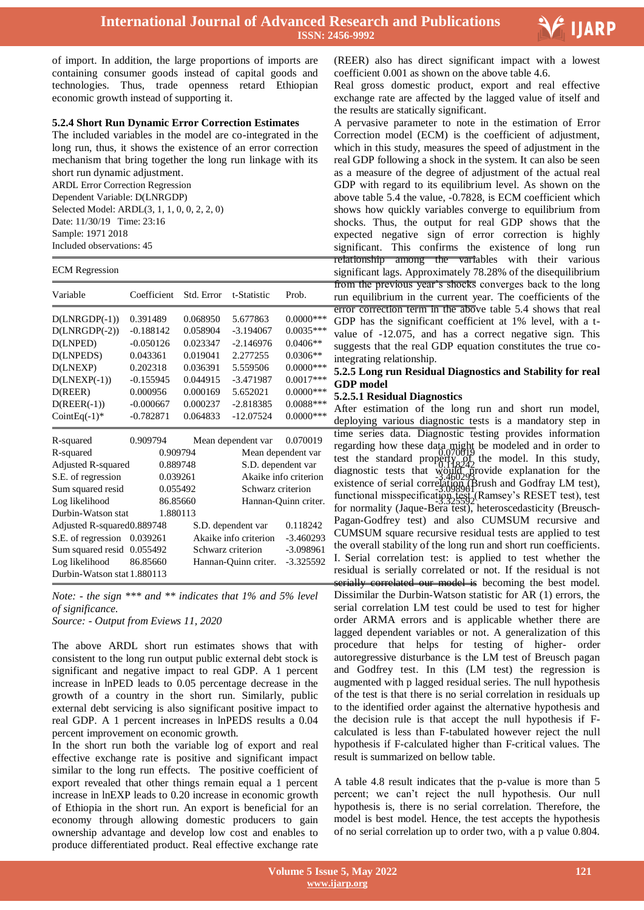of import. In addition, the large proportions of imports are containing consumer goods instead of capital goods and technologies. Thus, trade openness retard Ethiopian economic growth instead of supporting it.

### 5.2.4 Short Run Dynamic Error Correction Estimates

The included variables in the model are co-integrated in the long run, thus, it shows the existence of an error correction mechanism that bring together the long run linkage with its short run dynamic adjustment.

ARDL Error Correction Regression
Dependent Variable: D(LNRGDP)
Selected Model: ARDL(3, 1, 1, 0, 0, 2, 2, 0)
Date: 11/30/19 Time: 23:16
Sample: 1971 2018
Included observations: 45

ECM Regression

| Variable | Coefficient | Std. Error | t-Statistic | Prob. |
|---|---|---|---|---|
| D(LNRGDP(-1)) | 0.391489 | 0.068950 | 5.677863 | 0.0000*** |
| D(LNRGDP(-2)) | -0.188142 | 0.058904 | -3.194067 | 0.0035*** |
| D(LNPED) | -0.050126 | 0.023347 | -2.146976 | 0.0406** |
| D(LNPEDS) | 0.043361 | 0.019041 | 2.277255 | 0.0306** |
| D(LNEXP) | 0.202318 | 0.036391 | 5.559506 | 0.0000*** |
| D(LNEXP(-1)) | -0.155945 | 0.044915 | -3.471987 | 0.0017*** |
| D(REER) | 0.000956 | 0.000169 | 5.652021 | 0.0000*** |
| D(REER(-1)) | -0.000667 | 0.000237 | -2.818385 | 0.0088*** |
| CointEq(-1)* | -0.782871 | 0.064833 | -12.07524 | 0.0000*** |

| | | | |
|---|---|---|---|
| R-squared | 0.909794 | Mean dependent var | 0.070019 |
| Adjusted R-squared | 0.889748 | S.D. dependent var | 0.118242 |
| S.E. of regression | 0.039261 | Akaike info criterion | -3.460293 |
| Sum squared resid | 0.055492 | Schwarz criterion | -3.098961 |
| Log likelihood | 86.85660 | Hannan-Quinn criter. | -3.325592 |
| Durbin-Watson stat | 1.880113 | | |

*Note: - the sign \*\*\* and \*\* indicates that 1% and 5% level of significance.*
*Source: - Output from Eviews 11, 2020*

The above ARDL short run estimates shows that with consistent to the long run output public external debt stock is significant and negative impact to real GDP. A 1 percent increase in lnPED leads to 0.05 percentage decrease in the growth of a country in the short run. Similarly, public external debt servicing is also significant positive impact to real GDP. A 1 percent increases in lnPEDS results a 0.04 percent improvement on economic growth.

In the short run both the variable log of export and real effective exchange rate is positive and significant impact similar to the long run effects. The positive coefficient of export revealed that other things remain equal a 1 percent increase in lnEXP leads to 0.20 increase in economic growth of Ethiopia in the short run. An export is beneficial for an economy through allowing domestic producers to gain ownership advantage and develop low cost and enables to produce differentiated product. Real effective exchange rate (REER) also has direct significant impact with a lowest coefficient 0.001 as shown on the above table 4.6.

Real gross domestic product, export and real effective exchange rate are affected by the lagged value of itself and the results are statically significant.

A pervasive parameter to note in the estimation of Error Correction model (ECM) is the coefficient of adjustment, which in this study, measures the speed of adjustment in the real GDP following a shock in the system. It can also be seen as a measure of the degree of adjustment of the actual real GDP with regard to its equilibrium level. As shown on the above table 5.4 the value, -0.7828, is ECM coefficient which shows how quickly variables converge to equilibrium from shocks. Thus, the output for real GDP shows that the expected negative sign of error correction is highly significant. This confirms the existence of long run relationship among the variables with their various significant lags. Approximately 78.28% of the disequilibrium from the previous year's shocks converges back to the long run equilibrium in the current year. The coefficients of the error correction term in the above table 5.4 shows that real GDP has the significant coefficient at 1% level, with a t-value of -12.075, and has a correct negative sign. This suggests that the real GDP equation constitutes the true co-integrating relationship.

### 5.2.5 Long run Residual Diagnostics and Stability for real GDP model

#### 5.2.5.1 Residual Diagnostics

After estimation of the long run and short run model, deploying various diagnostic tests is a mandatory step in time series data. Diagnostic testing provides information regarding how these data might be modeled and in order to test the standard property of the model. In this study, diagnostic tests that would provide explanation for the existence of serial correlation (Brush and Godfray LM test), functional misspecification test (Ramsey's RESET test), test for normality (Jaque-Bera test), heteroscedasticity (Breusch-Pagan-Godfrey test) and also CUMSUM recursive and CUMSUM square recursive residual tests are applied to test the overall stability of the long run and short run coefficients.

I. Serial correlation test: is applied to test whether the residual is serially correlated or not. If the residual is not serially correlated our model is becoming the best model. Dissimilar the Durbin-Watson statistic for AR (1) errors, the serial correlation LM test could be used to test for higher order ARMA errors and is applicable whether there are lagged dependent variables or not. A generalization of this procedure that helps for testing of higher- order autoregressive disturbance is the LM test of Breusch pagan and Godfrey test. In this (LM test) the regression is augmented with p lagged residual series. The null hypothesis of the test is that there is no serial correlation in residuals up to the identified order against the alternative hypothesis and the decision rule is that accept the null hypothesis if F-calculated is less than F-tabulated however reject the null hypothesis if F-calculated higher than F-critical values. The result is summarized on bellow table.

A table 4.8 result indicates that the p-value is more than 5 percent; we can't reject the null hypothesis. Our null hypothesis is, there is no serial correlation. Therefore, the model is best model. Hence, the test accepts the hypothesis of no serial correlation up to order two, with a p value 0.804.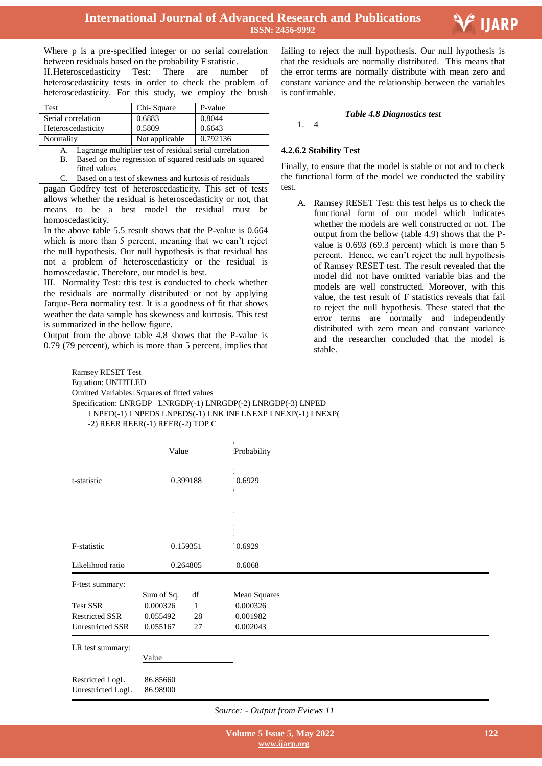Where p is a pre-specified integer or no serial correlation between residuals based on the probability F statistic.

II. Heteroscedasticity Test: There are number of heteroscedasticity tests in order to check the problem of heteroscedasticity. For this study, we employ the brush pagan Godfrey test of heteroscedasticity. This set of tests allows whether the residual is heteroscedasticity or not, that means to be a best model the residual must be homoscedasticity.

| Test | Chi- Square | P-value |
|---|---|---|
| Serial correlation | 0.6883 | 0.8044 |
| Heteroscedasticity | 0.5809 | 0.6643 |
| Normality | Not applicable | 0.792136 |

A. Lagrange multiplier test of residual serial correlation
B. Based on the regression of squared residuals on squared fitted values
C. Based on a test of skewness and kurtosis of residuals

*Table 4.8 Diagnostics test*

In the above table 5.5 result shows that the P-value is 0.664 which is more than 5 percent, meaning that we can't reject the null hypothesis. Our null hypothesis is that residual has not a problem of heteroscedasticity or the residual is homoscedastic. Therefore, our model is best.

III. Normality Test: this test is conducted to check whether the residuals are normally distributed or not by applying Jarque-Bera normality test. It is a goodness of fit that shows weather the data sample has skewness and kurtosis. This test is summarized in the bellow figure.

Output from the above table 4.8 shows that the P-value is 0.79 (79 percent), which is more than 5 percent, implies that failing to reject the null hypothesis. Our null hypothesis is that the residuals are normally distributed. This means that the error terms are normally distribute with mean zero and constant variance and the relationship between the variables is confirmable.

1. 4

### 4.2.6.2 Stability Test

Finally, to ensure that the model is stable or not and to check the functional form of the model we conducted the stability test.

A. Ramsey RESET Test: this test helps us to check the functional form of our model which indicates whether the models are well constructed or not. The output from the bellow (table 4.9) shows that the P-value is 0.693 (69.3 percent) which is more than 5 percent. Hence, we can't reject the null hypothesis of Ramsey RESET test. The result revealed that the model did not have omitted variable bias and the models are well constructed. Moreover, with this value, the test result of F statistics reveals that fail to reject the null hypothesis. These stated that the error terms are normally and independently distributed with zero mean and constant variance and the researcher concluded that the model is stable.

Ramsey RESET Test
Equation: UNTITLED
Omitted Variables: Squares of fitted values
Specification: LNRGDP LNRGDP(-1) LNRGDP(-2) LNRGDP(-3) LNPED LNPED(-1) LNPEDS LNPEDS(-1) LNK INF LNEXP LNEXP(-1) LNEXP(-2) REER REER(-1) REER(-2) TOP C

| | Value | Probability |
|---|---|---|
| t-statistic | 0.399188 | 0.6929 |
| F-statistic | 0.159351 | 0.6929 |
| Likelihood ratio | 0.264805 | 0.6068 |

F-test summary:

| | Sum of Sq. | df | Mean Squares |
|---|---|---|---|
| Test SSR | 0.000326 | 1 | 0.000326 |
| Restricted SSR | 0.055492 | 28 | 0.001982 |
| Unrestricted SSR | 0.055167 | 27 | 0.002043 |

LR test summary:

| | Value |
|---|---|
| Restricted LogL | 86.85660 |
| Unrestricted LogL | 86.98900 |

*Source: - Output from Eviews 11*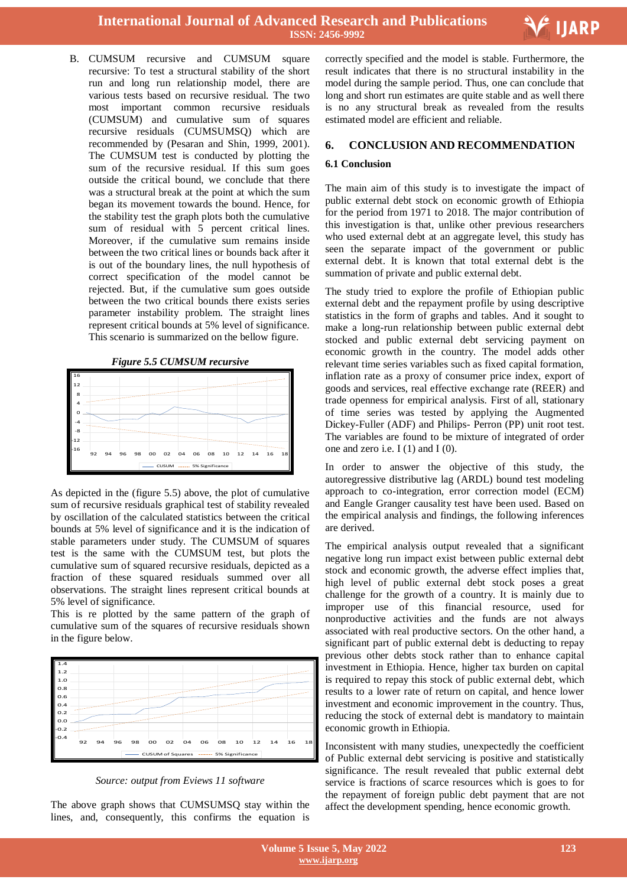B. CUMSUM recursive and CUMSUM square recursive: To test a structural stability of the short run and long run relationship model, there are various tests based on recursive residual. The two most important common recursive residuals (CUMSUM) and cumulative sum of squares recursive residuals (CUMSUMSQ) which are recommended by (Pesaran and Shin, 1999, 2001). The CUMSUM test is conducted by plotting the sum of the recursive residual. If this sum goes outside the critical bound, we conclude that there was a structural break at the point at which the sum began its movement towards the bound. Hence, for the stability test the graph plots both the cumulative sum of residual with 5 percent critical lines. Moreover, if the cumulative sum remains inside between the two critical lines or bounds back after it is out of the boundary lines, the null hypothesis of correct specification of the model cannot be rejected. But, if the cumulative sum goes outside between the two critical bounds there exists series parameter instability problem. The straight lines represent critical bounds at 5% level of significance. This scenario is summarized on the bellow figure.

***Figure 5.5 CUMSUM recursive***

As depicted in the (figure 5.5) above, the plot of cumulative sum of recursive residuals graphical test of stability revealed by oscillation of the calculated statistics between the critical bounds at 5% level of significance and it is the indication of stable parameters under study. The CUMSUM of squares test is the same with the CUMSUM test, but plots the cumulative sum of squared recursive residuals, depicted as a fraction of these squared residuals summed over all observations. The straight lines represent critical bounds at 5% level of significance.

This is re plotted by the same pattern of the graph of cumulative sum of the squares of recursive residuals shown in the figure below.

*Source: output from Eviews 11 software*

The above graph shows that CUMSUMSQ stay within the lines, and, consequently, this confirms the equation is correctly specified and the model is stable. Furthermore, the result indicates that there is no structural instability in the model during the sample period. Thus, one can conclude that long and short run estimates are quite stable and as well there is no any structural break as revealed from the results estimated model are efficient and reliable.

## 6. CONCLUSION AND RECOMMENDATION

### 6.1 Conclusion

The main aim of this study is to investigate the impact of public external debt stock on economic growth of Ethiopia for the period from 1971 to 2018. The major contribution of this investigation is that, unlike other previous researchers who used external debt at an aggregate level, this study has seen the separate impact of the government or public external debt. It is known that total external debt is the summation of private and public external debt.

The study tried to explore the profile of Ethiopian public external debt and the repayment profile by using descriptive statistics in the form of graphs and tables. And it sought to make a long-run relationship between public external debt stocked and public external debt servicing payment on economic growth in the country. The model adds other relevant time series variables such as fixed capital formation, inflation rate as a proxy of consumer price index, export of goods and services, real effective exchange rate (REER) and trade openness for empirical analysis. First of all, stationary of time series was tested by applying the Augmented Dickey-Fuller (ADF) and Philips- Perron (PP) unit root test. The variables are found to be mixture of integrated of order one and zero i.e. I (1) and I (0).

In order to answer the objective of this study, the autoregressive distributive lag (ARDL) bound test modeling approach to co-integration, error correction model (ECM) and Eangle Granger causality test have been used. Based on the empirical analysis and findings, the following inferences are derived.

The empirical analysis output revealed that a significant negative long run impact exist between public external debt stock and economic growth, the adverse effect implies that, high level of public external debt stock poses a great challenge for the growth of a country. It is mainly due to improper use of this financial resource, used for nonproductive activities and the funds are not always associated with real productive sectors. On the other hand, a significant part of public external debt is deducting to repay previous other debts stock rather than to enhance capital investment in Ethiopia. Hence, higher tax burden on capital is required to repay this stock of public external debt, which results to a lower rate of return on capital, and hence lower investment and economic improvement in the country. Thus, reducing the stock of external debt is mandatory to maintain economic growth in Ethiopia.

Inconsistent with many studies, unexpectedly the coefficient of Public external debt servicing is positive and statistically significance. The result revealed that public external debt service is fractions of scarce resources which is goes to for the repayment of foreign public debt payment that are not affect the development spending, hence economic growth.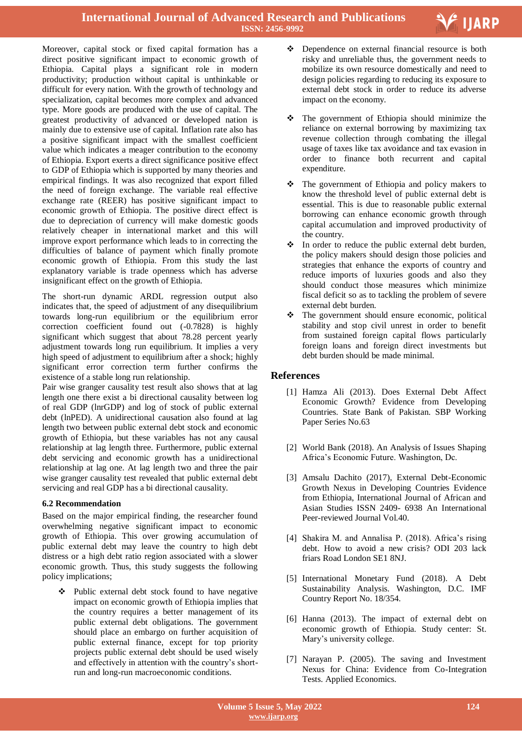Moreover, capital stock or fixed capital formation has a direct positive significant impact to economic growth of Ethiopia. Capital plays a significant role in modern productivity; production without capital is unthinkable or difficult for every nation. With the growth of technology and specialization, capital becomes more complex and advanced type. More goods are produced with the use of capital. The greatest productivity of advanced or developed nation is mainly due to extensive use of capital. Inflation rate also has a positive significant impact with the smallest coefficient value which indicates a meager contribution to the economy of Ethiopia. Export exerts a direct significance positive effect to GDP of Ethiopia which is supported by many theories and empirical findings. It was also recognized that export filled the need of foreign exchange. The variable real effective exchange rate (REER) has positive significant impact to economic growth of Ethiopia. The positive direct effect is due to depreciation of currency will make domestic goods relatively cheaper in international market and this will improve export performance which leads to in correcting the difficulties of balance of payment which finally promote economic growth of Ethiopia. From this study the last explanatory variable is trade openness which has adverse insignificant effect on the growth of Ethiopia.

The short-run dynamic ARDL regression output also indicates that, the speed of adjustment of any disequilibrium towards long-run equilibrium or the equilibrium error correction coefficient found out (-0.7828) is highly significant which suggest that about 78.28 percent yearly adjustment towards long run equilibrium. It implies a very high speed of adjustment to equilibrium after a shock; highly significant error correction term further confirms the existence of a stable long run relationship.

Pair wise granger causality test result also shows that at lag length one there exist a bi directional causality between log of real GDP (lnrGDP) and log of stock of public external debt (lnPED). A unidirectional causation also found at lag length two between public external debt stock and economic growth of Ethiopia, but these variables has not any causal relationship at lag length three. Furthermore, public external debt servicing and economic growth has a unidirectional relationship at lag one. At lag length two and three the pair wise granger causality test revealed that public external debt servicing and real GDP has a bi directional causality.

### 6.2 Recommendation

Based on the major empirical finding, the researcher found overwhelming negative significant impact to economic growth of Ethiopia. This over growing accumulation of public external debt may leave the country to high debt distress or a high debt ratio region associated with a slower economic growth. Thus, this study suggests the following policy implications;

- Public external debt stock found to have negative impact on economic growth of Ethiopia implies that the country requires a better management of its public external debt obligations. The government should place an embargo on further acquisition of public external finance, except for top priority projects public external debt should be used wisely and effectively in attention with the country's short-run and long-run macroeconomic conditions.
- Dependence on external financial resource is both risky and unreliable thus, the government needs to mobilize its own resource domestically and need to design policies regarding to reducing its exposure to external debt stock in order to reduce its adverse impact on the economy.
- The government of Ethiopia should minimize the reliance on external borrowing by maximizing tax revenue collection through combating the illegal usage of taxes like tax avoidance and tax evasion in order to finance both recurrent and capital expenditure.
- The government of Ethiopia and policy makers to know the threshold level of public external debt is essential. This is due to reasonable public external borrowing can enhance economic growth through capital accumulation and improved productivity of the country.
- In order to reduce the public external debt burden, the policy makers should design those policies and strategies that enhance the exports of country and reduce imports of luxuries goods and also they should conduct those measures which minimize fiscal deficit so as to tackling the problem of severe external debt burden.
- The government should ensure economic, political stability and stop civil unrest in order to benefit from sustained foreign capital flows particularly foreign loans and foreign direct investments but debt burden should be made minimal.

## References

[1] Hamza Ali (2013). Does External Debt Affect Economic Growth? Evidence from Developing Countries. State Bank of Pakistan. SBP Working Paper Series No.63

[2] World Bank (2018). An Analysis of Issues Shaping Africa's Economic Future. Washington, Dc.

[3] Amsalu Dachito (2017), External Debt-Economic Growth Nexus in Developing Countries Evidence from Ethiopia, International Journal of African and Asian Studies ISSN 2409- 6938 An International Peer-reviewed Journal Vol.40.

[4] Shakira M. and Annalisa P. (2018). Africa's rising debt. How to avoid a new crisis? ODI 203 lack friars Road London SE1 8NJ.

[5] International Monetary Fund (2018). A Debt Sustainability Analysis. Washington, D.C. IMF Country Report No. 18/354.

[6] Hanna (2013). The impact of external debt on economic growth of Ethiopia. Study center: St. Mary's university college.

[7] Narayan P. (2005). The saving and Investment Nexus for China: Evidence from Co-Integration Tests. Applied Economics.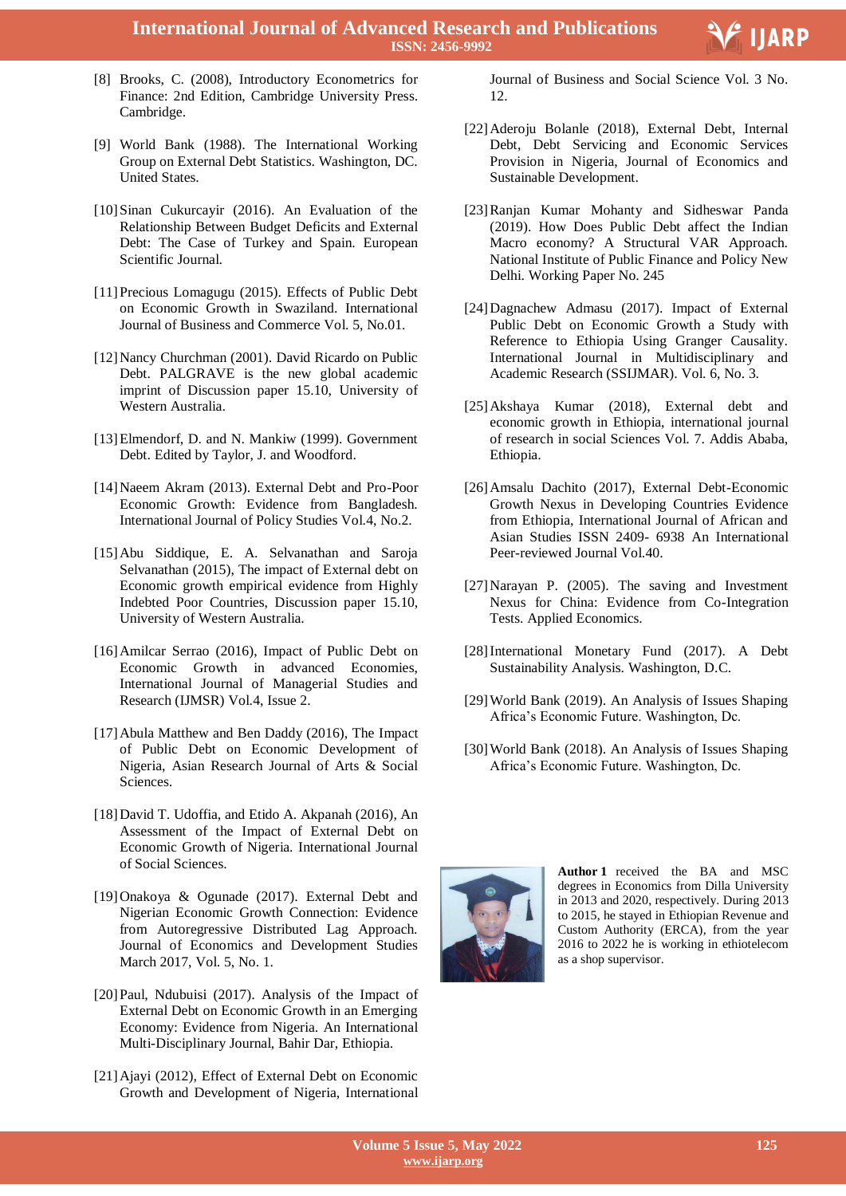[8] Brooks, C. (2008), Introductory Econometrics for Finance: 2nd Edition, Cambridge University Press. Cambridge.

[9] World Bank (1988). The International Working Group on External Debt Statistics. Washington, DC. United States.

[10] Sinan Cukurcayir (2016). An Evaluation of the Relationship Between Budget Deficits and External Debt: The Case of Turkey and Spain. European Scientific Journal.

[11] Precious Lomagugu (2015). Effects of Public Debt on Economic Growth in Swaziland. International Journal of Business and Commerce Vol. 5, No.01.

[12] Nancy Churchman (2001). David Ricardo on Public Debt. PALGRAVE is the new global academic imprint of Discussion paper 15.10, University of Western Australia.

[13] Elmendorf, D. and N. Mankiw (1999). Government Debt. Edited by Taylor, J. and Woodford.

[14] Naeem Akram (2013). External Debt and Pro-Poor Economic Growth: Evidence from Bangladesh. International Journal of Policy Studies Vol.4, No.2.

[15] Abu Siddique, E. A. Selvanathan and Saroja Selvanathan (2015), The impact of External debt on Economic growth empirical evidence from Highly Indebted Poor Countries, Discussion paper 15.10, University of Western Australia.

[16] Amilcar Serrao (2016), Impact of Public Debt on Economic Growth in advanced Economies, International Journal of Managerial Studies and Research (IJMSR) Vol.4, Issue 2.

[17] Abula Matthew and Ben Daddy (2016), The Impact of Public Debt on Economic Development of Nigeria, Asian Research Journal of Arts & Social Sciences.

[18] David T. Udoffia, and Etido A. Akpanah (2016), An Assessment of the Impact of External Debt on Economic Growth of Nigeria. International Journal of Social Sciences.

[19] Onakoya & Ogunade (2017). External Debt and Nigerian Economic Growth Connection: Evidence from Autoregressive Distributed Lag Approach. Journal of Economics and Development Studies March 2017, Vol. 5, No. 1.

[20] Paul, Ndubuisi (2017). Analysis of the Impact of External Debt on Economic Growth in an Emerging Economy: Evidence from Nigeria. An International Multi-Disciplinary Journal, Bahir Dar, Ethiopia.

[21] Ajayi (2012), Effect of External Debt on Economic Growth and Development of Nigeria, International Journal of Business and Social Science Vol. 3 No. 12.

[22] Aderoju Bolanle (2018), External Debt, Internal Debt, Debt Servicing and Economic Services Provision in Nigeria, Journal of Economics and Sustainable Development.

[23] Ranjan Kumar Mohanty and Sidheswar Panda (2019). How Does Public Debt affect the Indian Macro economy? A Structural VAR Approach. National Institute of Public Finance and Policy New Delhi. Working Paper No. 245

[24] Dagnachew Admasu (2017). Impact of External Public Debt on Economic Growth a Study with Reference to Ethiopia Using Granger Causality. International Journal in Multidisciplinary and Academic Research (SSIJMAR). Vol. 6, No. 3.

[25] Akshaya Kumar (2018), External debt and economic growth in Ethiopia, international journal of research in social Sciences Vol. 7. Addis Ababa, Ethiopia.

[26] Amsalu Dachito (2017), External Debt-Economic Growth Nexus in Developing Countries Evidence from Ethiopia, International Journal of African and Asian Studies ISSN 2409- 6938 An International Peer-reviewed Journal Vol.40.

[27] Narayan P. (2005). The saving and Investment Nexus for China: Evidence from Co-Integration Tests. Applied Economics.

[28] International Monetary Fund (2017). A Debt Sustainability Analysis. Washington, D.C.

[29] World Bank (2019). An Analysis of Issues Shaping Africa's Economic Future. Washington, Dc.

[30] World Bank (2018). An Analysis of Issues Shaping Africa's Economic Future. Washington, Dc.

**Author 1** received the BA and MSC degrees in Economics from Dilla University in 2013 and 2020, respectively. During 2013 to 2015, he stayed in Ethiopian Revenue and Custom Authority (ERCA), from the year 2016 to 2022 he is working in ethiotelecom as a shop supervisor.